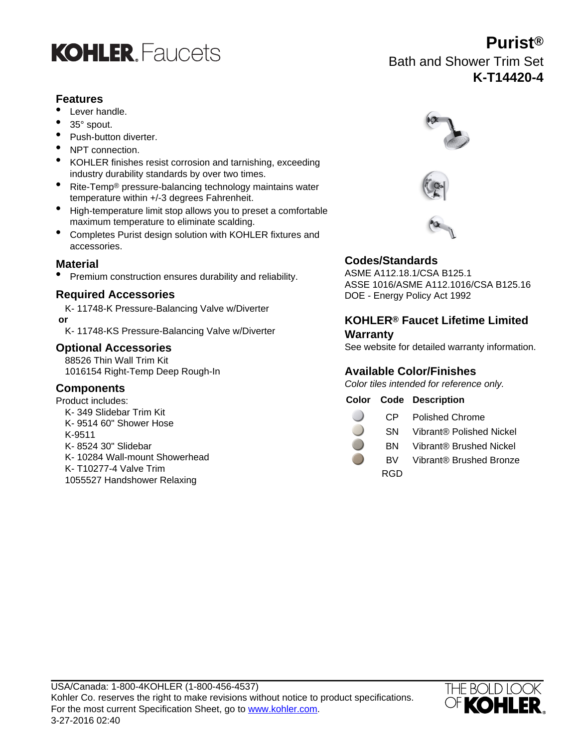# KOHLER Faucets

# Purist®

## Bath and Shower Trim Set

## K-T14420-4

### Features

- Lever handle.
- 35° spout.
- Push-button diverter.
- NPT connection.
- KOHLER finishes resist corrosion and tarnishing, exceeding industry durability standards by over two times.
- Rite-Temp® pressure-balancing technology maintains water temperature within +/-3 degrees Fahrenheit.
- High-temperature limit stop allows you to preset a comfortable maximum temperature to eliminate scalding.
- Completes Purist design solution with KOHLER fixtures and accessories.

### Material

- Premium construction ensures durability and reliability.

### Required Accessories

K- 11748-K Pressure-Balancing Valve w/Diverter

**or**

K- 11748-KS Pressure-Balancing Valve w/Diverter

### Optional Accessories

88526 Thin Wall Trim Kit
1016154 Right-Temp Deep Rough-In

### Components

Product includes:

K- 349 Slidebar Trim Kit
K- 9514 60" Shower Hose
K-9511
K- 8524 30" Slidebar
K- 10284 Wall-mount Showerhead
K- T10277-4 Valve Trim
1055527 Handshower Relaxing

### Codes/Standards

ASME A112.18.1/CSA B125.1
ASSE 1016/ASME A112.1016/CSA B125.16
DOE - Energy Policy Act 1992

### KOHLER® Faucet Lifetime Limited Warranty

See website for detailed warranty information.

### Available Color/Finishes

*Color tiles intended for reference only.*

| Color | Code | Description |
|---|---|---|
| | CP | Polished Chrome |
| | SN | Vibrant® Polished Nickel |
| | BN | Vibrant® Brushed Nickel |
| | BV | Vibrant® Brushed Bronze |
| | RGD | |

USA/Canada: 1-800-4KOHLER (1-800-456-4537)
Kohler Co. reserves the right to make revisions without notice to product specifications.
For the most current Specification Sheet, go to www.kohler.com.
3-27-2016 02:40

THE BOLD LOOK OF KOHLER.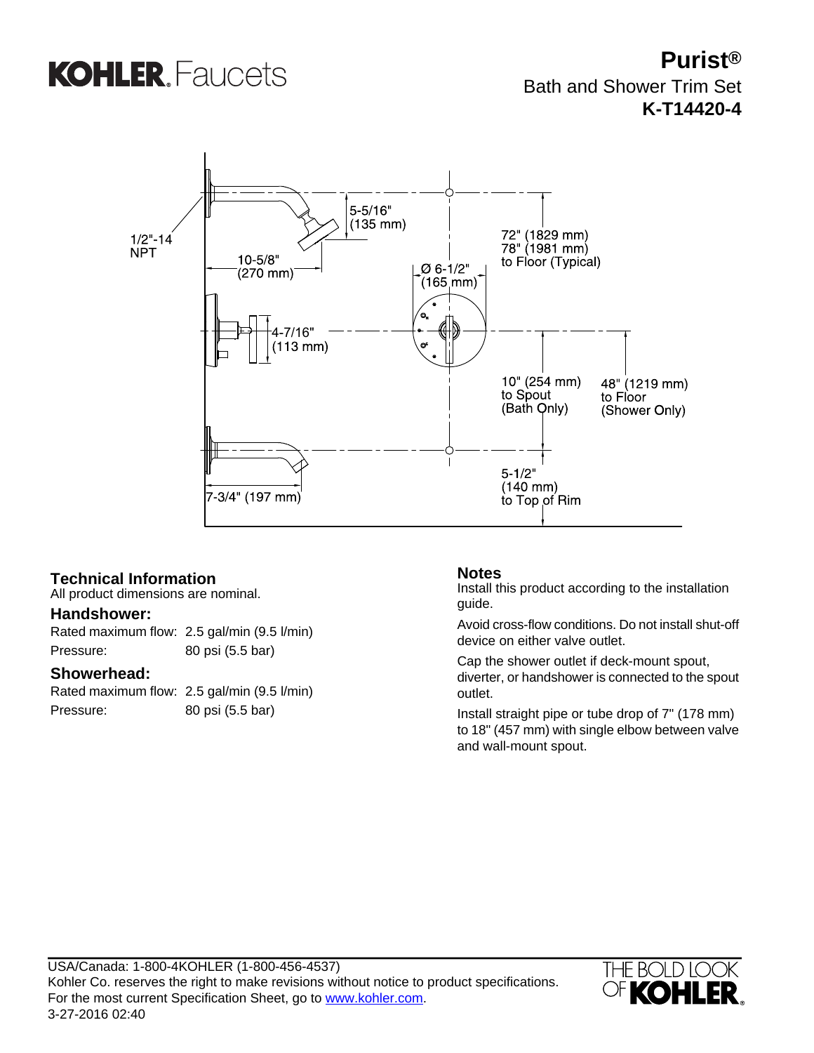KOHLER. Faucets

# Purist®

Bath and Shower Trim Set

**K-T14420-4**

1/2"-14
NPT

5-5/16"
(135 mm)

10-5/8"
(270 mm)

Ø 6-1/2"
(165 mm)

72" (1829 mm)
78" (1981 mm)
to Floor (Typical)

4-7/16"
(113 mm)

10" (254 mm)
to Spout
(Bath Only)

48" (1219 mm)
to Floor
(Shower Only)

7-3/4" (197 mm)

5-1/2"
(140 mm)
to Top of Rim

## Technical Information

All product dimensions are nominal.

### Handshower:

| | |
|---|---|
| Rated maximum flow: | 2.5 gal/min (9.5 l/min) |
| Pressure: | 80 psi (5.5 bar) |

### Showerhead:

| | |
|---|---|
| Rated maximum flow: | 2.5 gal/min (9.5 l/min) |
| Pressure: | 80 psi (5.5 bar) |

## Notes

Install this product according to the installation guide.

Avoid cross-flow conditions. Do not install shut-off device on either valve outlet.

Cap the shower outlet if deck-mount spout, diverter, or handshower is connected to the spout outlet.

Install straight pipe or tube drop of 7" (178 mm) to 18" (457 mm) with single elbow between valve and wall-mount spout.

USA/Canada: 1-800-4KOHLER (1-800-456-4537)
Kohler Co. reserves the right to make revisions without notice to product specifications.
For the most current Specification Sheet, go to www.kohler.com.
3-27-2016 02:40

THE BOLD LOOK OF KOHLER.